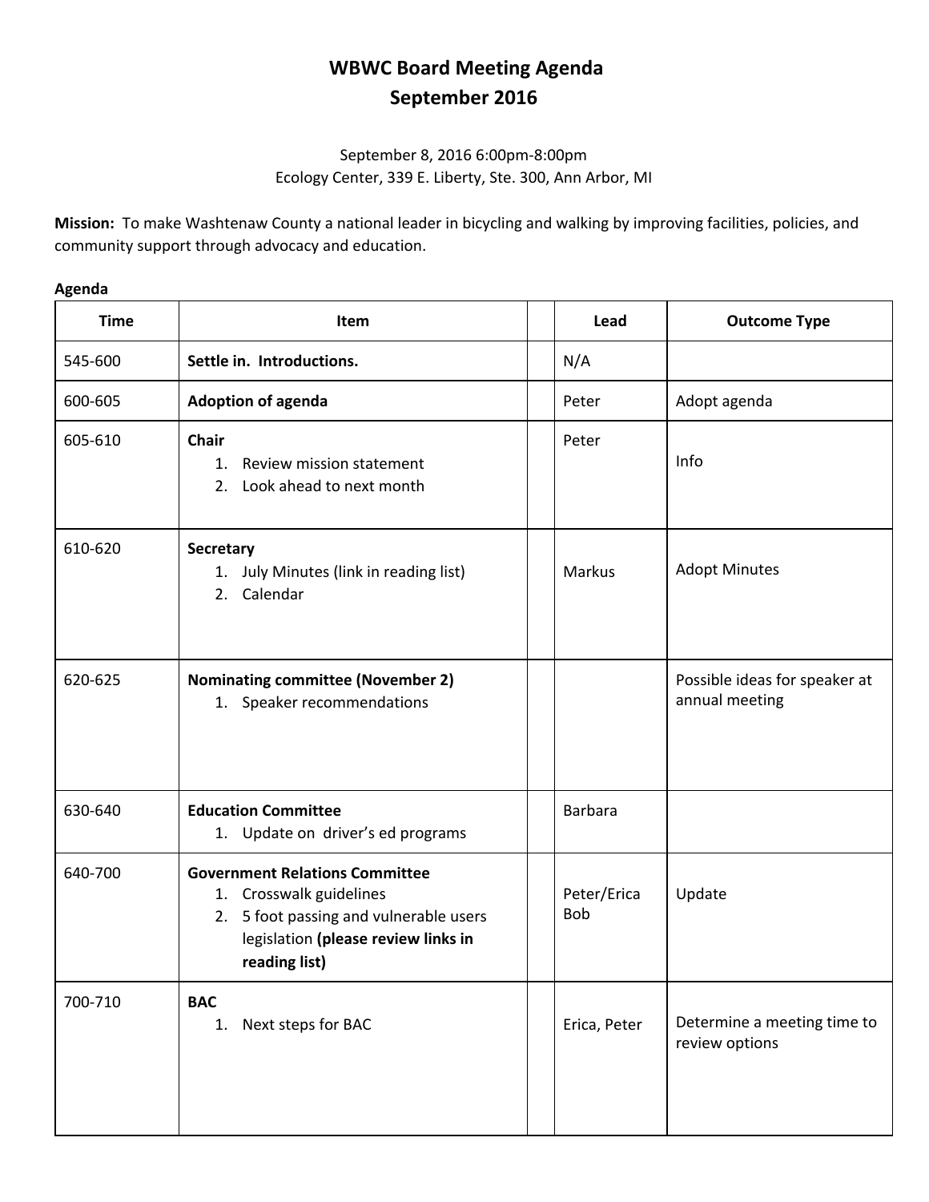# WBWC Board Meeting Agenda
# September 2016

September 8, 2016 6:00pm-8:00pm
Ecology Center, 339 E. Liberty, Ste. 300, Ann Arbor, MI

**Mission:** To make Washtenaw County a national leader in bicycling and walking by improving facilities, policies, and community support through advocacy and education.

**Agenda**

| Time | Item | | Lead | Outcome Type |
|---|---|---|---|---|
| 545-600 | **Settle in. Introductions.** | | N/A | |
| 600-605 | **Adoption of agenda** | | Peter | Adopt agenda |
| 605-610 | **Chair**<br>1. Review mission statement<br>2. Look ahead to next month | | Peter | Info |
| 610-620 | **Secretary**<br>1. July Minutes (link in reading list)<br>2. Calendar | | Markus | Adopt Minutes |
| 620-625 | **Nominating committee (November 2)**<br>1. Speaker recommendations | | | Possible ideas for speaker at annual meeting |
| 630-640 | **Education Committee**<br>1. Update on driver's ed programs | | Barbara | |
| 640-700 | **Government Relations Committee**<br>1. Crosswalk guidelines<br>2. 5 foot passing and vulnerable users legislation **(please review links in reading list)** | | Peter/Erica<br>Bob | Update |
| 700-710 | **BAC**<br>1. Next steps for BAC | | Erica, Peter | Determine a meeting time to review options |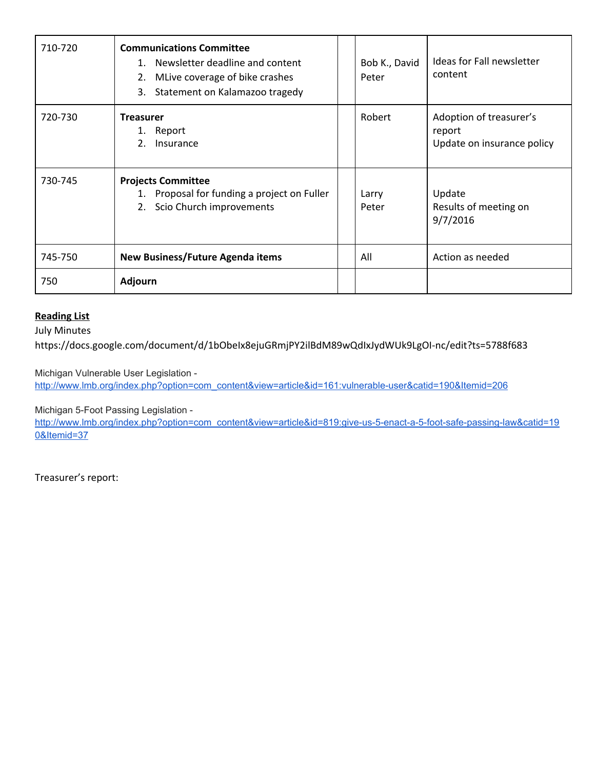| | | | | |
|---|---|---|---|---|
| 710-720 | **Communications Committee**<br>1. Newsletter deadline and content<br>2. MLive coverage of bike crashes<br>3. Statement on Kalamazoo tragedy | | Bob K., David Peter | Ideas for Fall newsletter content |
| 720-730 | **Treasurer**<br>1. Report<br>2. Insurance | | Robert | Adoption of treasurer's report<br>Update on insurance policy |
| 730-745 | **Projects Committee**<br>1. Proposal for funding a project on Fuller<br>2. Scio Church improvements | | Larry<br>Peter | Update<br>Results of meeting on 9/7/2016 |
| 745-750 | **New Business/Future Agenda items** | | All | Action as needed |
| 750 | **Adjourn** | | | |

**Reading List**

July Minutes
https://docs.google.com/document/d/1bObeIx8ejuGRmjPY2ilBdM89wQdIxJydWUk9LgOI-nc/edit?ts=5788f683

Michigan Vulnerable User Legislation -
http://www.lmb.org/index.php?option=com_content&view=article&id=161:vulnerable-user&catid=190&Itemid=206

Michigan 5-Foot Passing Legislation -
http://www.lmb.org/index.php?option=com_content&view=article&id=819:give-us-5-enact-a-5-foot-safe-passing-law&catid=190&Itemid=37

Treasurer's report: